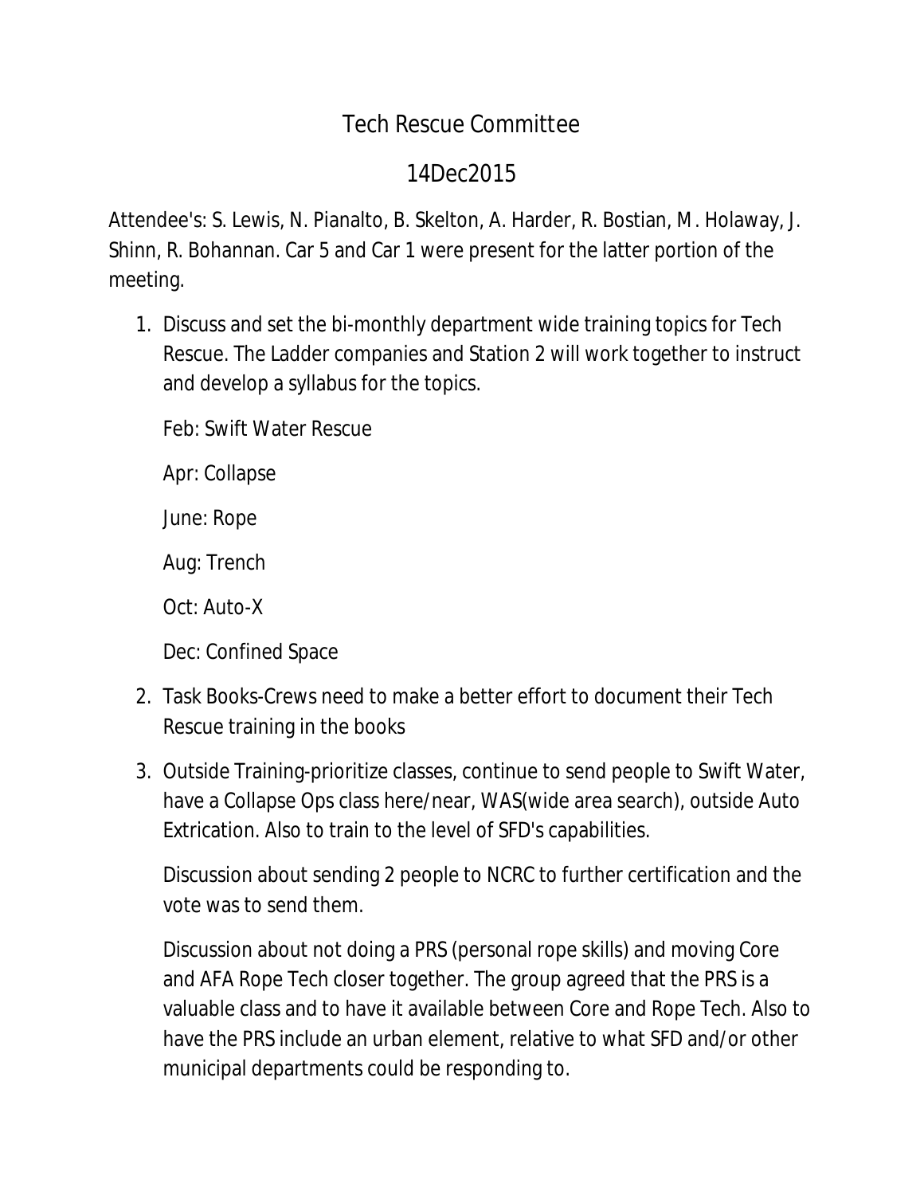# Tech Rescue Committee

## 14Dec2015

Attendee's: S. Lewis, N. Pianalto, B. Skelton, A. Harder, R. Bostian, M. Holaway, J. Shinn, R. Bohannan. Car 5 and Car 1 were present for the latter portion of the meeting.

1. Discuss and set the bi-monthly department wide training topics for Tech Rescue. The Ladder companies and Station 2 will work together to instruct and develop a syllabus for the topics.

   Feb: Swift Water Rescue

   Apr: Collapse

   June: Rope

   Aug: Trench

   Oct: Auto-X

   Dec: Confined Space

2. Task Books-Crews need to make a better effort to document their Tech Rescue training in the books

3. Outside Training-prioritize classes, continue to send people to Swift Water, have a Collapse Ops class here/near, WAS(wide area search), outside Auto Extrication. Also to train to the level of SFD's capabilities.

   Discussion about sending 2 people to NCRC to further certification and the vote was to send them.

   Discussion about not doing a PRS (personal rope skills) and moving Core and AFA Rope Tech closer together. The group agreed that the PRS is a valuable class and to have it available between Core and Rope Tech. Also to have the PRS include an urban element, relative to what SFD and/or other municipal departments could be responding to.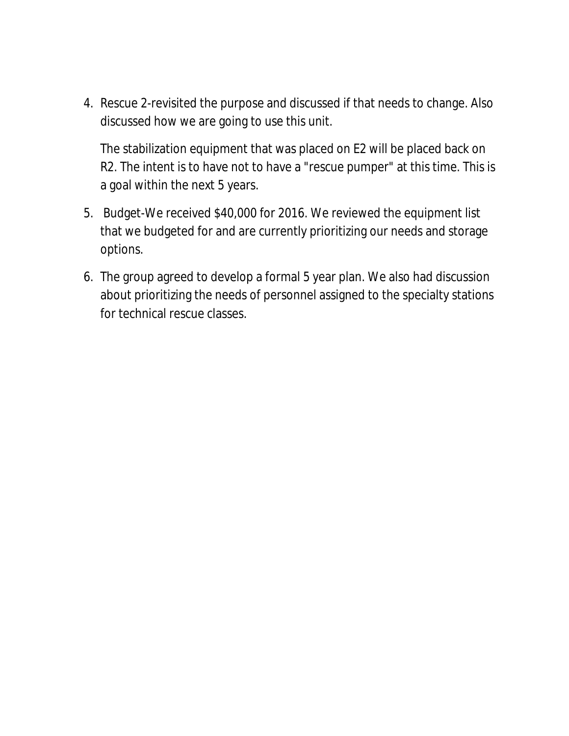4. Rescue 2-revisited the purpose and discussed if that needs to change. Also discussed how we are going to use this unit.

   The stabilization equipment that was placed on E2 will be placed back on R2. The intent is to have not to have a "rescue pumper" at this time. This is a goal within the next 5 years.

5. Budget-We received $40,000 for 2016. We reviewed the equipment list that we budgeted for and are currently prioritizing our needs and storage options.

6. The group agreed to develop a formal 5 year plan. We also had discussion about prioritizing the needs of personnel assigned to the specialty stations for technical rescue classes.